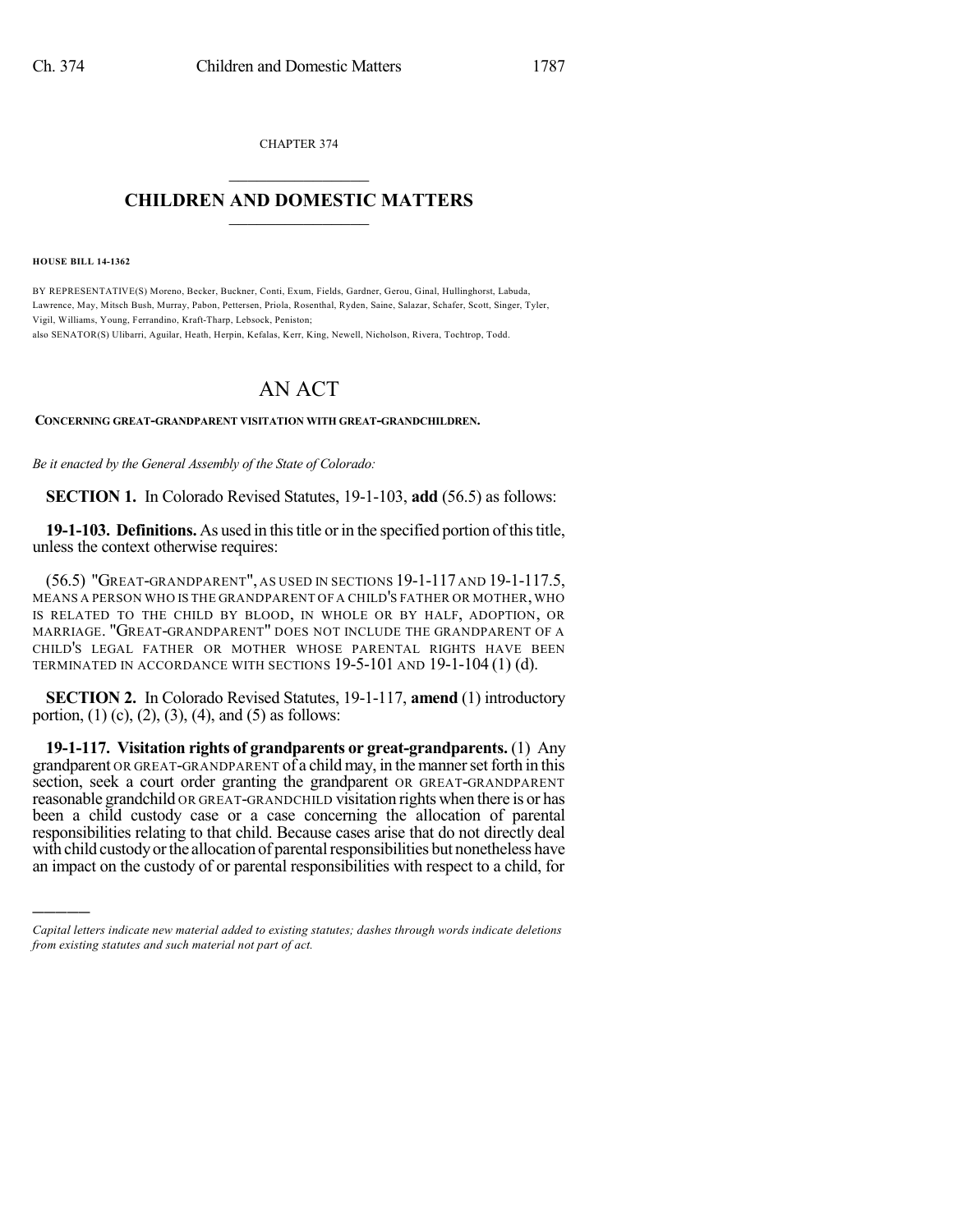CHAPTER 374

# CHILDREN AND DOMESTIC MATTERS

**HOUSE BILL 14-1362**

BY REPRESENTATIVE(S) Moreno, Becker, Buckner, Conti, Exum, Fields, Gardner, Gerou, Ginal, Hullinghorst, Labuda, Lawrence, May, Mitsch Bush, Murray, Pabon, Pettersen, Priola, Rosenthal, Ryden, Saine, Salazar, Schafer, Scott, Singer, Tyler, Vigil, Williams, Young, Ferrandino, Kraft-Tharp, Lebsock, Peniston;
also SENATOR(S) Ulibarri, Aguilar, Heath, Herpin, Kefalas, Kerr, King, Newell, Nicholson, Rivera, Tochtrop, Todd.

# AN ACT

**CONCERNING GREAT-GRANDPARENT VISITATION WITH GREAT-GRANDCHILDREN.**

*Be it enacted by the General Assembly of the State of Colorado:*

**SECTION 1.** In Colorado Revised Statutes, 19-1-103, **add** (56.5) as follows:

**19-1-103. Definitions.** As used in this title or in the specified portion of this title, unless the context otherwise requires:

(56.5) "GREAT-GRANDPARENT", AS USED IN SECTIONS 19-1-117 AND 19-1-117.5, MEANS A PERSON WHO IS THE GRANDPARENT OF A CHILD'S FATHER OR MOTHER, WHO IS RELATED TO THE CHILD BY BLOOD, IN WHOLE OR BY HALF, ADOPTION, OR MARRIAGE. "GREAT-GRANDPARENT" DOES NOT INCLUDE THE GRANDPARENT OF A CHILD'S LEGAL FATHER OR MOTHER WHOSE PARENTAL RIGHTS HAVE BEEN TERMINATED IN ACCORDANCE WITH SECTIONS 19-5-101 AND 19-1-104 (1) (d).

**SECTION 2.** In Colorado Revised Statutes, 19-1-117, **amend** (1) introductory portion, (1) (c), (2), (3), (4), and (5) as follows:

**19-1-117. Visitation rights of grandparents or great-grandparents.** (1) Any grandparent OR GREAT-GRANDPARENT of a child may, in the manner set forth in this section, seek a court order granting the grandparent OR GREAT-GRANDPARENT reasonable grandchild OR GREAT-GRANDCHILD visitation rights when there is or has been a child custody case or a case concerning the allocation of parental responsibilities relating to that child. Because cases arise that do not directly deal with child custody or the allocation of parental responsibilities but nonetheless have an impact on the custody of or parental responsibilities with respect to a child, for

---

*Capital letters indicate new material added to existing statutes; dashes through words indicate deletions from existing statutes and such material not part of act.*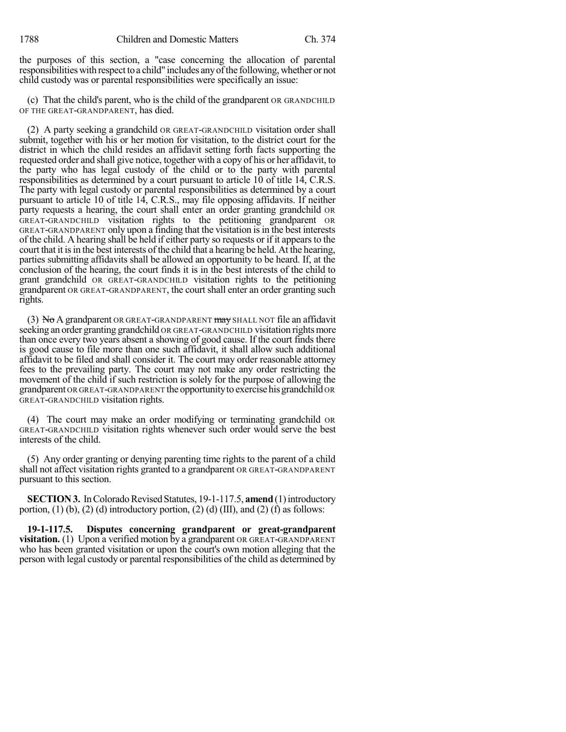the purposes of this section, a "case concerning the allocation of parental responsibilities with respect to a child" includes any of the following, whether or not child custody was or parental responsibilities were specifically an issue:

(c) That the child's parent, who is the child of the grandparent OR GRANDCHILD OF THE GREAT-GRANDPARENT, has died.

(2) A party seeking a grandchild OR GREAT-GRANDCHILD visitation order shall submit, together with his or her motion for visitation, to the district court for the district in which the child resides an affidavit setting forth facts supporting the requested order and shall give notice, together with a copy of his or her affidavit, to the party who has legal custody of the child or to the party with parental responsibilities as determined by a court pursuant to article 10 of title 14, C.R.S. The party with legal custody or parental responsibilities as determined by a court pursuant to article 10 of title 14, C.R.S., may file opposing affidavits. If neither party requests a hearing, the court shall enter an order granting grandchild OR GREAT-GRANDCHILD visitation rights to the petitioning grandparent OR GREAT-GRANDPARENT only upon a finding that the visitation is in the best interests of the child. A hearing shall be held if either party so requests or if it appears to the court that it is in the best interests of the child that a hearing be held. At the hearing, parties submitting affidavits shall be allowed an opportunity to be heard. If, at the conclusion of the hearing, the court finds it is in the best interests of the child to grant grandchild OR GREAT-GRANDCHILD visitation rights to the petitioning grandparent OR GREAT-GRANDPARENT, the court shall enter an order granting such rights.

(3) ~~No~~ A grandparent OR GREAT-GRANDPARENT ~~may~~ SHALL NOT file an affidavit seeking an order granting grandchild OR GREAT-GRANDCHILD visitation rights more than once every two years absent a showing of good cause. If the court finds there is good cause to file more than one such affidavit, it shall allow such additional affidavit to be filed and shall consider it. The court may order reasonable attorney fees to the prevailing party. The court may not make any order restricting the movement of the child if such restriction is solely for the purpose of allowing the grandparent OR GREAT-GRANDPARENT the opportunity to exercise his grandchild OR GREAT-GRANDCHILD visitation rights.

(4) The court may make an order modifying or terminating grandchild OR GREAT-GRANDCHILD visitation rights whenever such order would serve the best interests of the child.

(5) Any order granting or denying parenting time rights to the parent of a child shall not affect visitation rights granted to a grandparent OR GREAT-GRANDPARENT pursuant to this section.

**SECTION 3.** In Colorado Revised Statutes, 19-1-117.5, **amend** (1) introductory portion, (1) (b), (2) (d) introductory portion, (2) (d) (III), and (2) (f) as follows:

**19-1-117.5. Disputes concerning grandparent or great-grandparent visitation.** (1) Upon a verified motion by a grandparent OR GREAT-GRANDPARENT who has been granted visitation or upon the court's own motion alleging that the person with legal custody or parental responsibilities of the child as determined by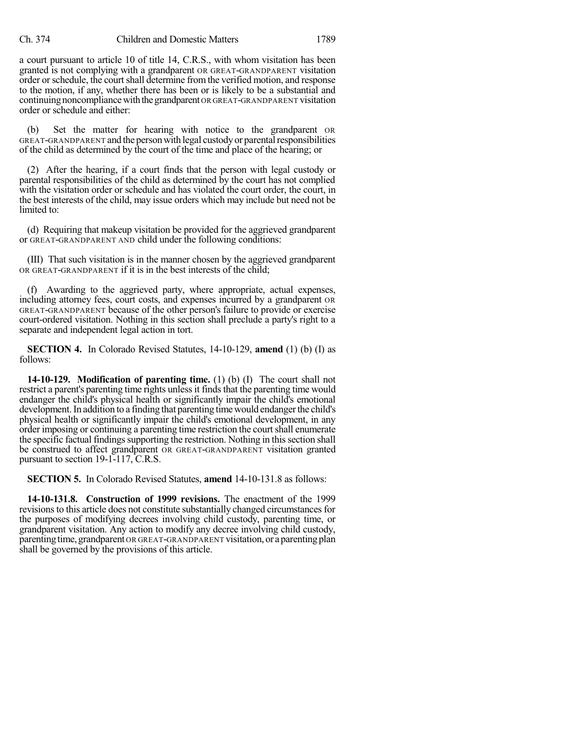a court pursuant to article 10 of title 14, C.R.S., with whom visitation has been granted is not complying with a grandparent OR GREAT-GRANDPARENT visitation order or schedule, the court shall determine from the verified motion, and response to the motion, if any, whether there has been or is likely to be a substantial and continuing noncompliance with the grandparent OR GREAT-GRANDPARENT visitation order or schedule and either:

(b) Set the matter for hearing with notice to the grandparent OR GREAT-GRANDPARENT and the person with legal custody or parental responsibilities of the child as determined by the court of the time and place of the hearing; or

(2) After the hearing, if a court finds that the person with legal custody or parental responsibilities of the child as determined by the court has not complied with the visitation order or schedule and has violated the court order, the court, in the best interests of the child, may issue orders which may include but need not be limited to:

(d) Requiring that makeup visitation be provided for the aggrieved grandparent or GREAT-GRANDPARENT AND child under the following conditions:

(III) That such visitation is in the manner chosen by the aggrieved grandparent OR GREAT-GRANDPARENT if it is in the best interests of the child;

(f) Awarding to the aggrieved party, where appropriate, actual expenses, including attorney fees, court costs, and expenses incurred by a grandparent OR GREAT-GRANDPARENT because of the other person's failure to provide or exercise court-ordered visitation. Nothing in this section shall preclude a party's right to a separate and independent legal action in tort.

**SECTION 4.** In Colorado Revised Statutes, 14-10-129, **amend** (1) (b) (I) as follows:

**14-10-129. Modification of parenting time.** (1) (b) (I) The court shall not restrict a parent's parenting time rights unless it finds that the parenting time would endanger the child's physical health or significantly impair the child's emotional development. In addition to a finding that parenting time would endanger the child's physical health or significantly impair the child's emotional development, in any order imposing or continuing a parenting time restriction the court shall enumerate the specific factual findings supporting the restriction. Nothing in this section shall be construed to affect grandparent OR GREAT-GRANDPARENT visitation granted pursuant to section 19-1-117, C.R.S.

**SECTION 5.** In Colorado Revised Statutes, **amend** 14-10-131.8 as follows:

**14-10-131.8. Construction of 1999 revisions.** The enactment of the 1999 revisions to this article does not constitute substantially changed circumstances for the purposes of modifying decrees involving child custody, parenting time, or grandparent visitation. Any action to modify any decree involving child custody, parenting time, grandparent OR GREAT-GRANDPARENT visitation, or a parenting plan shall be governed by the provisions of this article.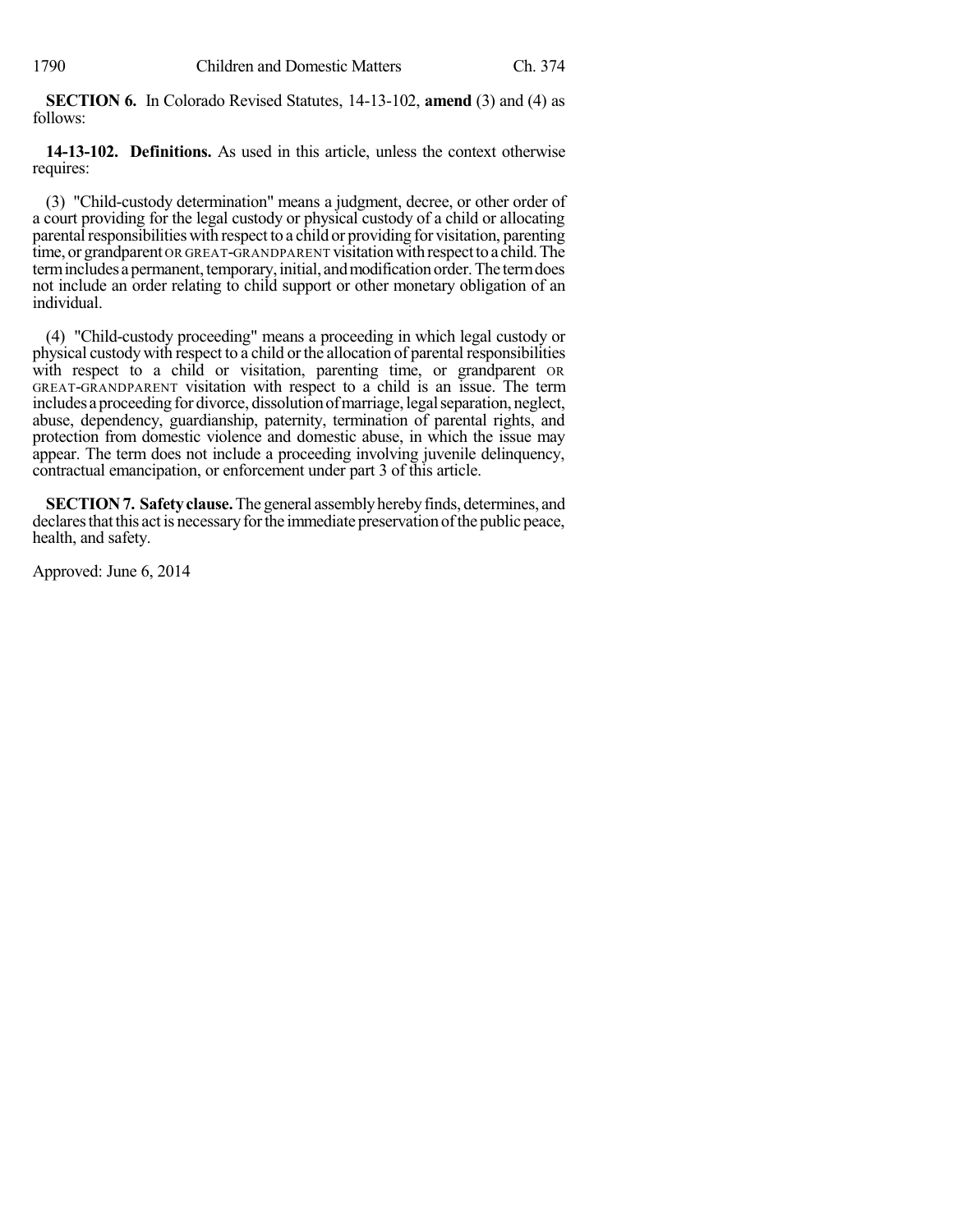**SECTION 6.** In Colorado Revised Statutes, 14-13-102, **amend** (3) and (4) as follows:

**14-13-102. Definitions.** As used in this article, unless the context otherwise requires:

(3) "Child-custody determination" means a judgment, decree, or other order of a court providing for the legal custody or physical custody of a child or allocating parental responsibilities with respect to a child or providing for visitation, parenting time, or grandparent OR GREAT-GRANDPARENT visitation with respect to a child. The term includes a permanent, temporary, initial, and modification order. The term does not include an order relating to child support or other monetary obligation of an individual.

(4) "Child-custody proceeding" means a proceeding in which legal custody or physical custody with respect to a child or the allocation of parental responsibilities with respect to a child or visitation, parenting time, or grandparent OR GREAT-GRANDPARENT visitation with respect to a child is an issue. The term includes a proceeding for divorce, dissolution of marriage, legal separation, neglect, abuse, dependency, guardianship, paternity, termination of parental rights, and protection from domestic violence and domestic abuse, in which the issue may appear. The term does not include a proceeding involving juvenile delinquency, contractual emancipation, or enforcement under part 3 of this article.

**SECTION 7. Safety clause.** The general assembly hereby finds, determines, and declares that this act is necessary for the immediate preservation of the public peace, health, and safety.

Approved: June 6, 2014